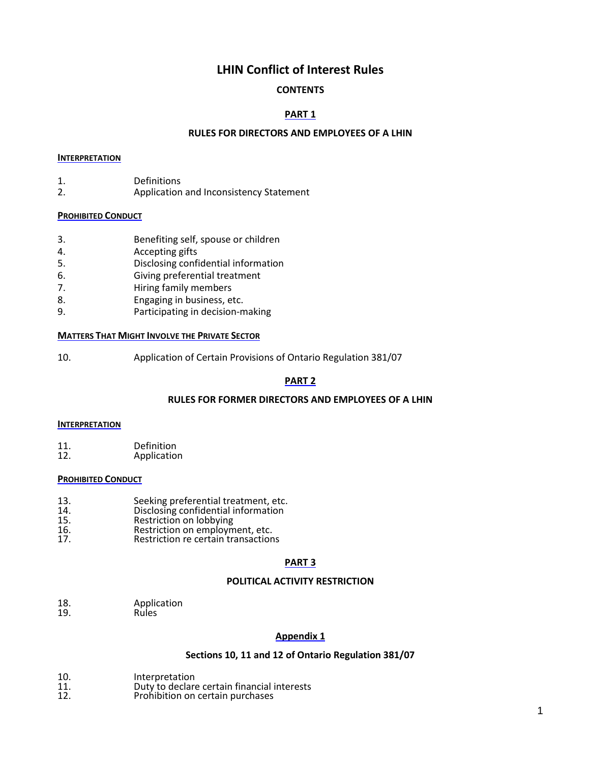# LHIN Conflict of Interest Rules

## CONTENTS

## PART 1

### RULES FOR DIRECTORS AND EMPLOYEES OF A LHIN

**INTERPRETATION**

1. Definitions
2. Application and Inconsistency Statement

**PROHIBITED CONDUCT**

3. Benefiting self, spouse or children
4. Accepting gifts
5. Disclosing confidential information
6. Giving preferential treatment
7. Hiring family members
8. Engaging in business, etc.
9. Participating in decision-making

**MATTERS THAT MIGHT INVOLVE THE PRIVATE SECTOR**

10. Application of Certain Provisions of Ontario Regulation 381/07

## PART 2

### RULES FOR FORMER DIRECTORS AND EMPLOYEES OF A LHIN

**INTERPRETATION**

11. Definition
12. Application

**PROHIBITED CONDUCT**

13. Seeking preferential treatment, etc.
14. Disclosing confidential information
15. Restriction on lobbying
16. Restriction on employment, etc.
17. Restriction re certain transactions

## PART 3

### POLITICAL ACTIVITY RESTRICTION

18. Application
19. Rules

## Appendix 1

### Sections 10, 11 and 12 of Ontario Regulation 381/07

10. Interpretation
11. Duty to declare certain financial interests
12. Prohibition on certain purchases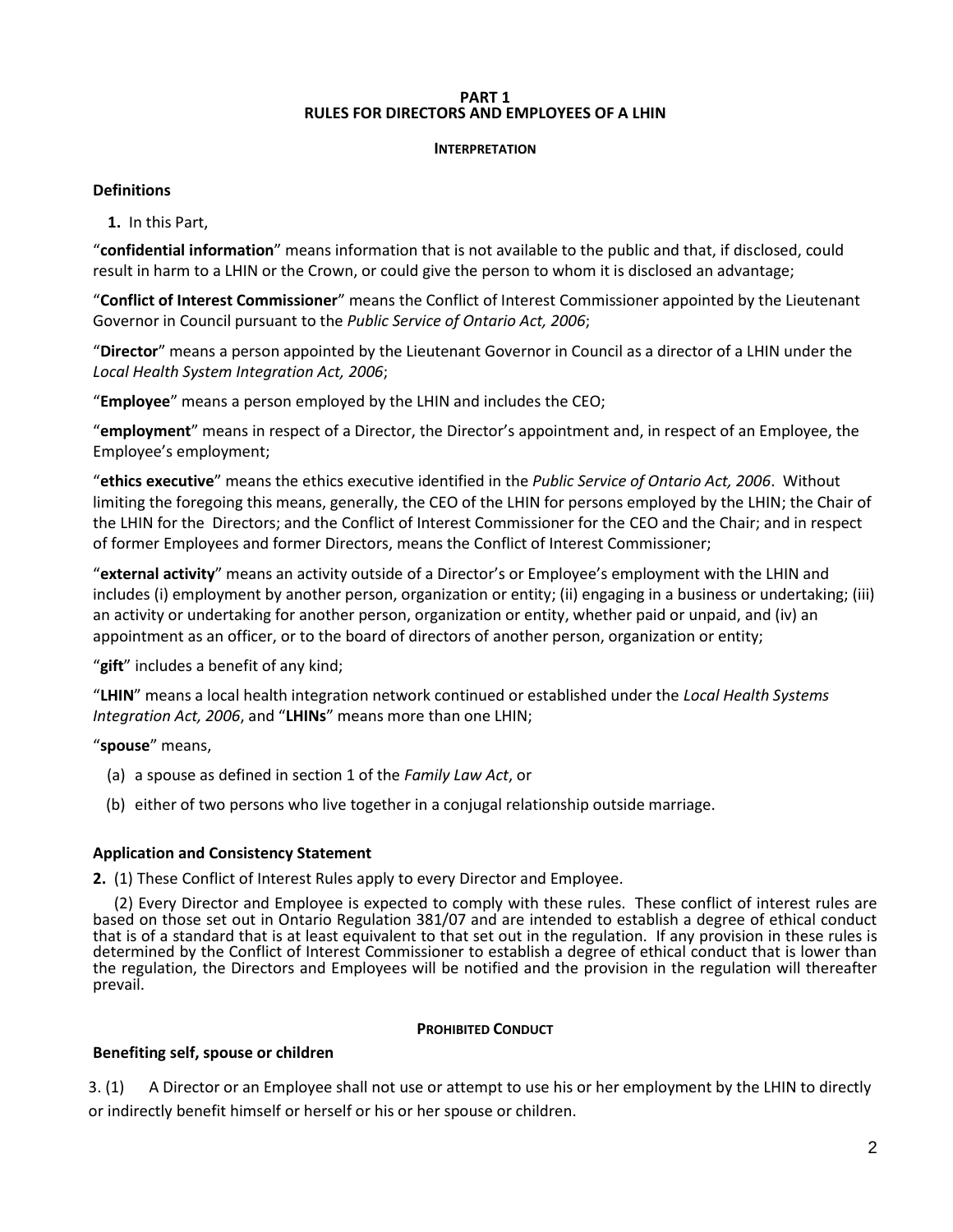**PART 1**
**RULES FOR DIRECTORS AND EMPLOYEES OF A LHIN**

**INTERPRETATION**

**Definitions**

**1.** In this Part,

"**confidential information**" means information that is not available to the public and that, if disclosed, could result in harm to a LHIN or the Crown, or could give the person to whom it is disclosed an advantage;

"**Conflict of Interest Commissioner**" means the Conflict of Interest Commissioner appointed by the Lieutenant Governor in Council pursuant to the *Public Service of Ontario Act, 2006*;

"**Director**" means a person appointed by the Lieutenant Governor in Council as a director of a LHIN under the *Local Health System Integration Act, 2006*;

"**Employee**" means a person employed by the LHIN and includes the CEO;

"**employment**" means in respect of a Director, the Director's appointment and, in respect of an Employee, the Employee's employment;

"**ethics executive**" means the ethics executive identified in the *Public Service of Ontario Act, 2006*. Without limiting the foregoing this means, generally, the CEO of the LHIN for persons employed by the LHIN; the Chair of the LHIN for the Directors; and the Conflict of Interest Commissioner for the CEO and the Chair; and in respect of former Employees and former Directors, means the Conflict of Interest Commissioner;

"**external activity**" means an activity outside of a Director's or Employee's employment with the LHIN and includes (i) employment by another person, organization or entity; (ii) engaging in a business or undertaking; (iii) an activity or undertaking for another person, organization or entity, whether paid or unpaid, and (iv) an appointment as an officer, or to the board of directors of another person, organization or entity;

"**gift**" includes a benefit of any kind;

"**LHIN**" means a local health integration network continued or established under the *Local Health Systems Integration Act, 2006*, and "**LHINs**" means more than one LHIN;

"**spouse**" means,

(a) a spouse as defined in section 1 of the *Family Law Act*, or

(b) either of two persons who live together in a conjugal relationship outside marriage.

**Application and Consistency Statement**

**2.** (1) These Conflict of Interest Rules apply to every Director and Employee.

(2) Every Director and Employee is expected to comply with these rules. These conflict of interest rules are based on those set out in Ontario Regulation 381/07 and are intended to establish a degree of ethical conduct that is of a standard that is at least equivalent to that set out in the regulation. If any provision in these rules is determined by the Conflict of Interest Commissioner to establish a degree of ethical conduct that is lower than the regulation, the Directors and Employees will be notified and the provision in the regulation will thereafter prevail.

**PROHIBITED CONDUCT**

**Benefiting self, spouse or children**

3. (1) A Director or an Employee shall not use or attempt to use his or her employment by the LHIN to directly or indirectly benefit himself or herself or his or her spouse or children.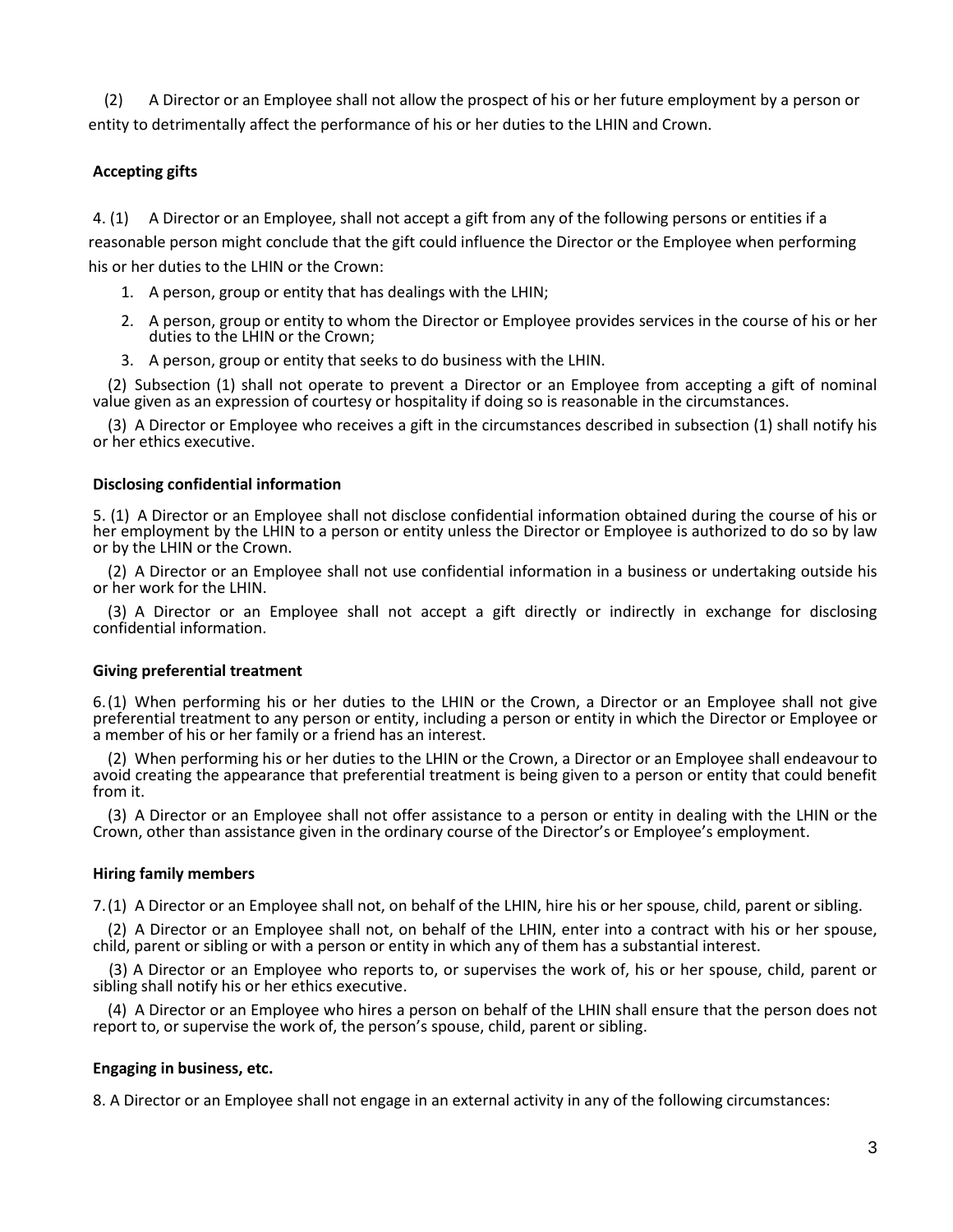(2) A Director or an Employee shall not allow the prospect of his or her future employment by a person or entity to detrimentally affect the performance of his or her duties to the LHIN and Crown.

**Accepting gifts**

4. (1) A Director or an Employee, shall not accept a gift from any of the following persons or entities if a reasonable person might conclude that the gift could influence the Director or the Employee when performing his or her duties to the LHIN or the Crown:

1. A person, group or entity that has dealings with the LHIN;
2. A person, group or entity to whom the Director or Employee provides services in the course of his or her duties to the LHIN or the Crown;
3. A person, group or entity that seeks to do business with the LHIN.

(2) Subsection (1) shall not operate to prevent a Director or an Employee from accepting a gift of nominal value given as an expression of courtesy or hospitality if doing so is reasonable in the circumstances.

(3) A Director or Employee who receives a gift in the circumstances described in subsection (1) shall notify his or her ethics executive.

**Disclosing confidential information**

5. (1) A Director or an Employee shall not disclose confidential information obtained during the course of his or her employment by the LHIN to a person or entity unless the Director or Employee is authorized to do so by law or by the LHIN or the Crown.

(2) A Director or an Employee shall not use confidential information in a business or undertaking outside his or her work for the LHIN.

(3) A Director or an Employee shall not accept a gift directly or indirectly in exchange for disclosing confidential information.

**Giving preferential treatment**

6. (1) When performing his or her duties to the LHIN or the Crown, a Director or an Employee shall not give preferential treatment to any person or entity, including a person or entity in which the Director or Employee or a member of his or her family or a friend has an interest.

(2) When performing his or her duties to the LHIN or the Crown, a Director or an Employee shall endeavour to avoid creating the appearance that preferential treatment is being given to a person or entity that could benefit from it.

(3) A Director or an Employee shall not offer assistance to a person or entity in dealing with the LHIN or the Crown, other than assistance given in the ordinary course of the Director's or Employee's employment.

**Hiring family members**

7. (1) A Director or an Employee shall not, on behalf of the LHIN, hire his or her spouse, child, parent or sibling.

(2) A Director or an Employee shall not, on behalf of the LHIN, enter into a contract with his or her spouse, child, parent or sibling or with a person or entity in which any of them has a substantial interest.

(3) A Director or an Employee who reports to, or supervises the work of, his or her spouse, child, parent or sibling shall notify his or her ethics executive.

(4) A Director or an Employee who hires a person on behalf of the LHIN shall ensure that the person does not report to, or supervise the work of, the person's spouse, child, parent or sibling.

**Engaging in business, etc.**

8. A Director or an Employee shall not engage in an external activity in any of the following circumstances: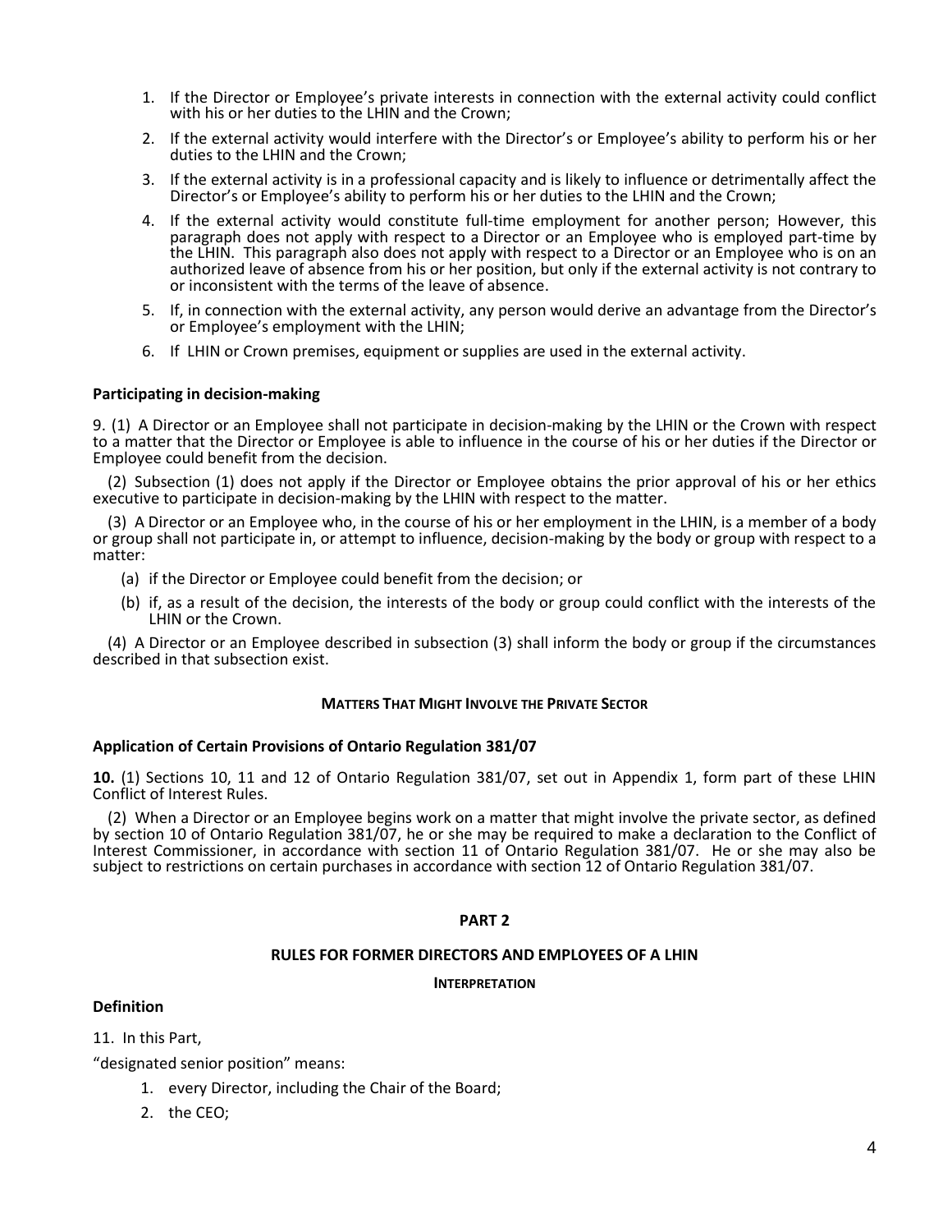1. If the Director or Employee's private interests in connection with the external activity could conflict with his or her duties to the LHIN and the Crown;
2. If the external activity would interfere with the Director's or Employee's ability to perform his or her duties to the LHIN and the Crown;
3. If the external activity is in a professional capacity and is likely to influence or detrimentally affect the Director's or Employee's ability to perform his or her duties to the LHIN and the Crown;
4. If the external activity would constitute full-time employment for another person; However, this paragraph does not apply with respect to a Director or an Employee who is employed part-time by the LHIN. This paragraph also does not apply with respect to a Director or an Employee who is on an authorized leave of absence from his or her position, but only if the external activity is not contrary to or inconsistent with the terms of the leave of absence.
5. If, in connection with the external activity, any person would derive an advantage from the Director's or Employee's employment with the LHIN;
6. If LHIN or Crown premises, equipment or supplies are used in the external activity.

**Participating in decision-making**

9. (1) A Director or an Employee shall not participate in decision-making by the LHIN or the Crown with respect to a matter that the Director or Employee is able to influence in the course of his or her duties if the Director or Employee could benefit from the decision.

(2) Subsection (1) does not apply if the Director or Employee obtains the prior approval of his or her ethics executive to participate in decision-making by the LHIN with respect to the matter.

(3) A Director or an Employee who, in the course of his or her employment in the LHIN, is a member of a body or group shall not participate in, or attempt to influence, decision-making by the body or group with respect to a matter:

(a) if the Director or Employee could benefit from the decision; or

(b) if, as a result of the decision, the interests of the body or group could conflict with the interests of the LHIN or the Crown.

(4) A Director or an Employee described in subsection (3) shall inform the body or group if the circumstances described in that subsection exist.

**MATTERS THAT MIGHT INVOLVE THE PRIVATE SECTOR**

**Application of Certain Provisions of Ontario Regulation 381/07**

**10.** (1) Sections 10, 11 and 12 of Ontario Regulation 381/07, set out in Appendix 1, form part of these LHIN Conflict of Interest Rules.

(2) When a Director or an Employee begins work on a matter that might involve the private sector, as defined by section 10 of Ontario Regulation 381/07, he or she may be required to make a declaration to the Conflict of Interest Commissioner, in accordance with section 11 of Ontario Regulation 381/07. He or she may also be subject to restrictions on certain purchases in accordance with section 12 of Ontario Regulation 381/07.

## PART 2

## RULES FOR FORMER DIRECTORS AND EMPLOYEES OF A LHIN

**INTERPRETATION**

**Definition**

11. In this Part,

"designated senior position" means:

1. every Director, including the Chair of the Board;
2. the CEO;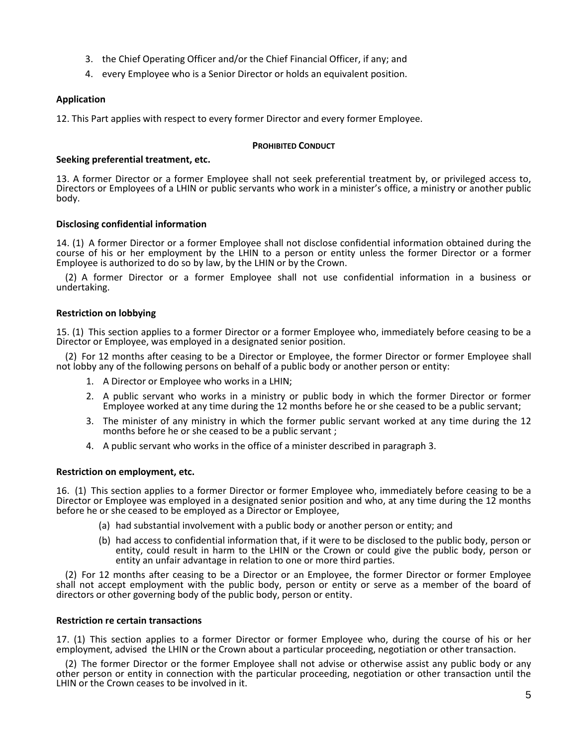3. the Chief Operating Officer and/or the Chief Financial Officer, if any; and
4. every Employee who is a Senior Director or holds an equivalent position.

**Application**

12. This Part applies with respect to every former Director and every former Employee.

**PROHIBITED CONDUCT**

**Seeking preferential treatment, etc.**

13. A former Director or a former Employee shall not seek preferential treatment by, or privileged access to, Directors or Employees of a LHIN or public servants who work in a minister's office, a ministry or another public body.

**Disclosing confidential information**

14. (1) A former Director or a former Employee shall not disclose confidential information obtained during the course of his or her employment by the LHIN to a person or entity unless the former Director or a former Employee is authorized to do so by law, by the LHIN or by the Crown.

(2) A former Director or a former Employee shall not use confidential information in a business or undertaking.

**Restriction on lobbying**

15. (1) This section applies to a former Director or a former Employee who, immediately before ceasing to be a Director or Employee, was employed in a designated senior position.

(2) For 12 months after ceasing to be a Director or Employee, the former Director or former Employee shall not lobby any of the following persons on behalf of a public body or another person or entity:

1. A Director or Employee who works in a LHIN;
2. A public servant who works in a ministry or public body in which the former Director or former Employee worked at any time during the 12 months before he or she ceased to be a public servant;
3. The minister of any ministry in which the former public servant worked at any time during the 12 months before he or she ceased to be a public servant ;
4. A public servant who works in the office of a minister described in paragraph 3.

**Restriction on employment, etc.**

16. (1) This section applies to a former Director or former Employee who, immediately before ceasing to be a Director or Employee was employed in a designated senior position and who, at any time during the 12 months before he or she ceased to be employed as a Director or Employee,

(a) had substantial involvement with a public body or another person or entity; and

(b) had access to confidential information that, if it were to be disclosed to the public body, person or entity, could result in harm to the LHIN or the Crown or could give the public body, person or entity an unfair advantage in relation to one or more third parties.

(2) For 12 months after ceasing to be a Director or an Employee, the former Director or former Employee shall not accept employment with the public body, person or entity or serve as a member of the board of directors or other governing body of the public body, person or entity.

**Restriction re certain transactions**

17. (1) This section applies to a former Director or former Employee who, during the course of his or her employment, advised the LHIN or the Crown about a particular proceeding, negotiation or other transaction.

(2) The former Director or the former Employee shall not advise or otherwise assist any public body or any other person or entity in connection with the particular proceeding, negotiation or other transaction until the LHIN or the Crown ceases to be involved in it.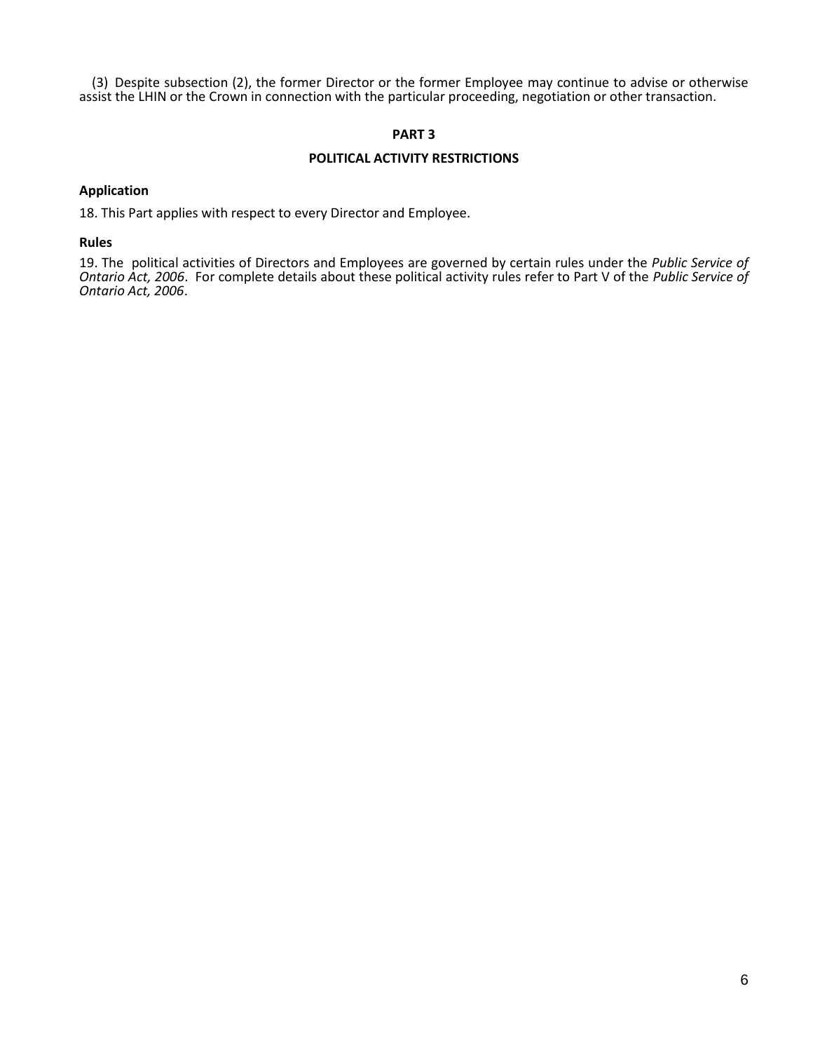(3) Despite subsection (2), the former Director or the former Employee may continue to advise or otherwise assist the LHIN or the Crown in connection with the particular proceeding, negotiation or other transaction.

## PART 3

## POLITICAL ACTIVITY RESTRICTIONS

**Application**

18. This Part applies with respect to every Director and Employee.

**Rules**

19. The political activities of Directors and Employees are governed by certain rules under the *Public Service of Ontario Act, 2006*. For complete details about these political activity rules refer to Part V of the *Public Service of Ontario Act, 2006*.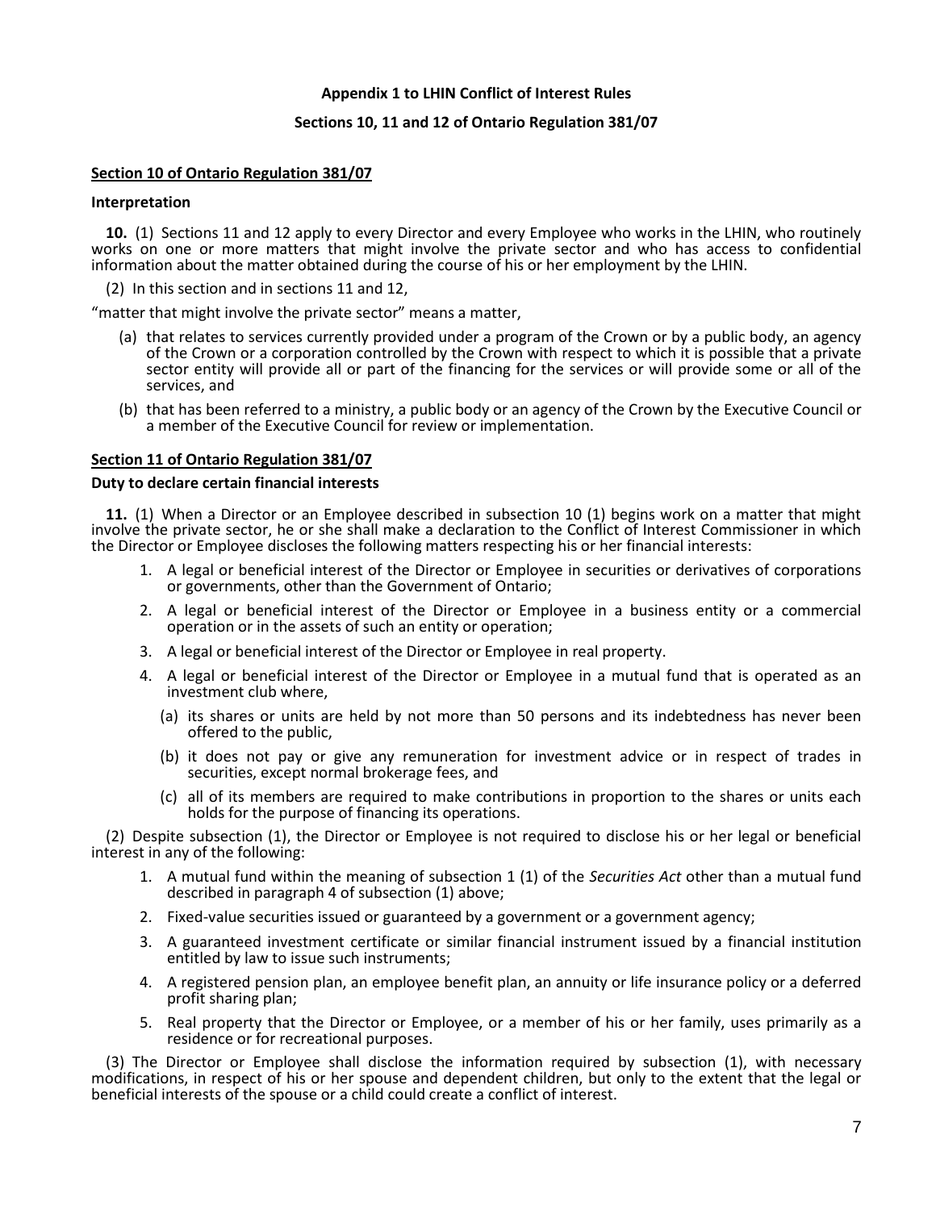## Appendix 1 to LHIN Conflict of Interest Rules

## Sections 10, 11 and 12 of Ontario Regulation 381/07

### Section 10 of Ontario Regulation 381/07

**Interpretation**

**10.** (1) Sections 11 and 12 apply to every Director and every Employee who works in the LHIN, who routinely works on one or more matters that might involve the private sector and who has access to confidential information about the matter obtained during the course of his or her employment by the LHIN.

(2) In this section and in sections 11 and 12,

"matter that might involve the private sector" means a matter,

(a) that relates to services currently provided under a program of the Crown or by a public body, an agency of the Crown or a corporation controlled by the Crown with respect to which it is possible that a private sector entity will provide all or part of the financing for the services or will provide some or all of the services, and

(b) that has been referred to a ministry, a public body or an agency of the Crown by the Executive Council or a member of the Executive Council for review or implementation.

### Section 11 of Ontario Regulation 381/07

**Duty to declare certain financial interests**

**11.** (1) When a Director or an Employee described in subsection 10 (1) begins work on a matter that might involve the private sector, he or she shall make a declaration to the Conflict of Interest Commissioner in which the Director or Employee discloses the following matters respecting his or her financial interests:

1. A legal or beneficial interest of the Director or Employee in securities or derivatives of corporations or governments, other than the Government of Ontario;
2. A legal or beneficial interest of the Director or Employee in a business entity or a commercial operation or in the assets of such an entity or operation;
3. A legal or beneficial interest of the Director or Employee in real property.
4. A legal or beneficial interest of the Director or Employee in a mutual fund that is operated as an investment club where,
   (a) its shares or units are held by not more than 50 persons and its indebtedness has never been offered to the public,
   (b) it does not pay or give any remuneration for investment advice or in respect of trades in securities, except normal brokerage fees, and
   (c) all of its members are required to make contributions in proportion to the shares or units each holds for the purpose of financing its operations.

(2) Despite subsection (1), the Director or Employee is not required to disclose his or her legal or beneficial interest in any of the following:

1. A mutual fund within the meaning of subsection 1 (1) of the *Securities Act* other than a mutual fund described in paragraph 4 of subsection (1) above;
2. Fixed-value securities issued or guaranteed by a government or a government agency;
3. A guaranteed investment certificate or similar financial instrument issued by a financial institution entitled by law to issue such instruments;
4. A registered pension plan, an employee benefit plan, an annuity or life insurance policy or a deferred profit sharing plan;
5. Real property that the Director or Employee, or a member of his or her family, uses primarily as a residence or for recreational purposes.

(3) The Director or Employee shall disclose the information required by subsection (1), with necessary modifications, in respect of his or her spouse and dependent children, but only to the extent that the legal or beneficial interests of the spouse or a child could create a conflict of interest.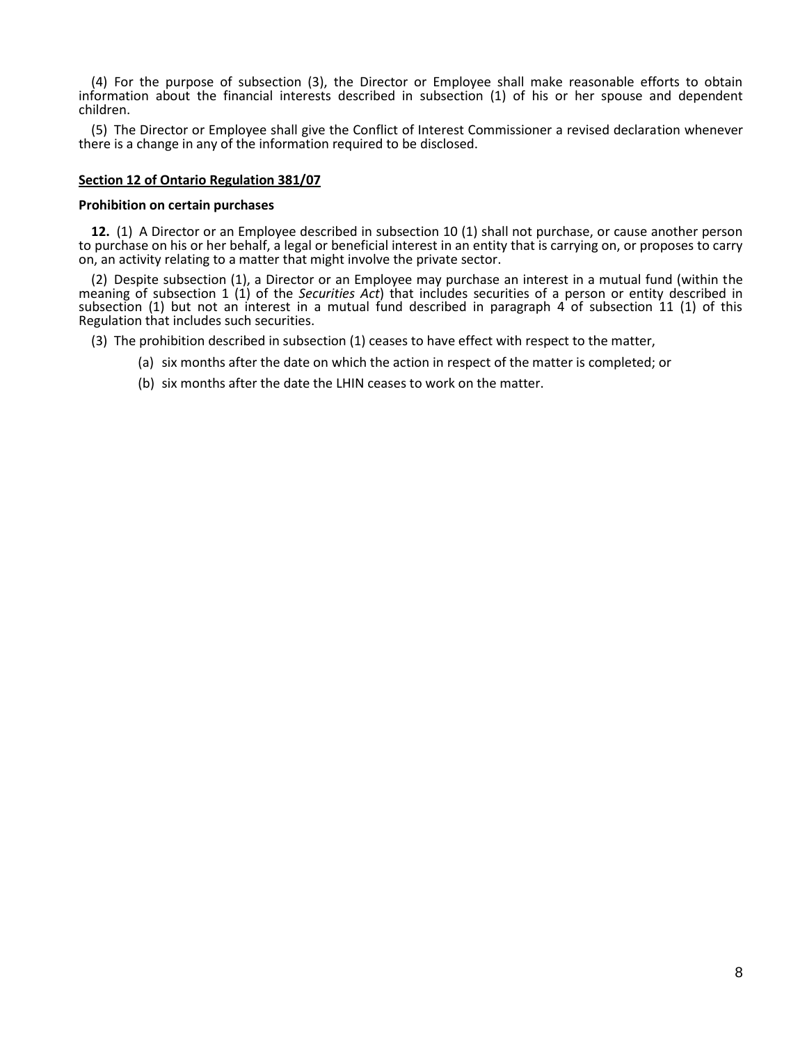(4) For the purpose of subsection (3), the Director or Employee shall make reasonable efforts to obtain information about the financial interests described in subsection (1) of his or her spouse and dependent children.

(5) The Director or Employee shall give the Conflict of Interest Commissioner a revised declaration whenever there is a change in any of the information required to be disclosed.

## Section 12 of Ontario Regulation 381/07

### Prohibition on certain purchases

**12.** (1) A Director or an Employee described in subsection 10 (1) shall not purchase, or cause another person to purchase on his or her behalf, a legal or beneficial interest in an entity that is carrying on, or proposes to carry on, an activity relating to a matter that might involve the private sector.

(2) Despite subsection (1), a Director or an Employee may purchase an interest in a mutual fund (within the meaning of subsection 1 (1) of the *Securities Act*) that includes securities of a person or entity described in subsection (1) but not an interest in a mutual fund described in paragraph 4 of subsection 11 (1) of this Regulation that includes such securities.

(3) The prohibition described in subsection (1) ceases to have effect with respect to the matter,

(a) six months after the date on which the action in respect of the matter is completed; or

(b) six months after the date the LHIN ceases to work on the matter.